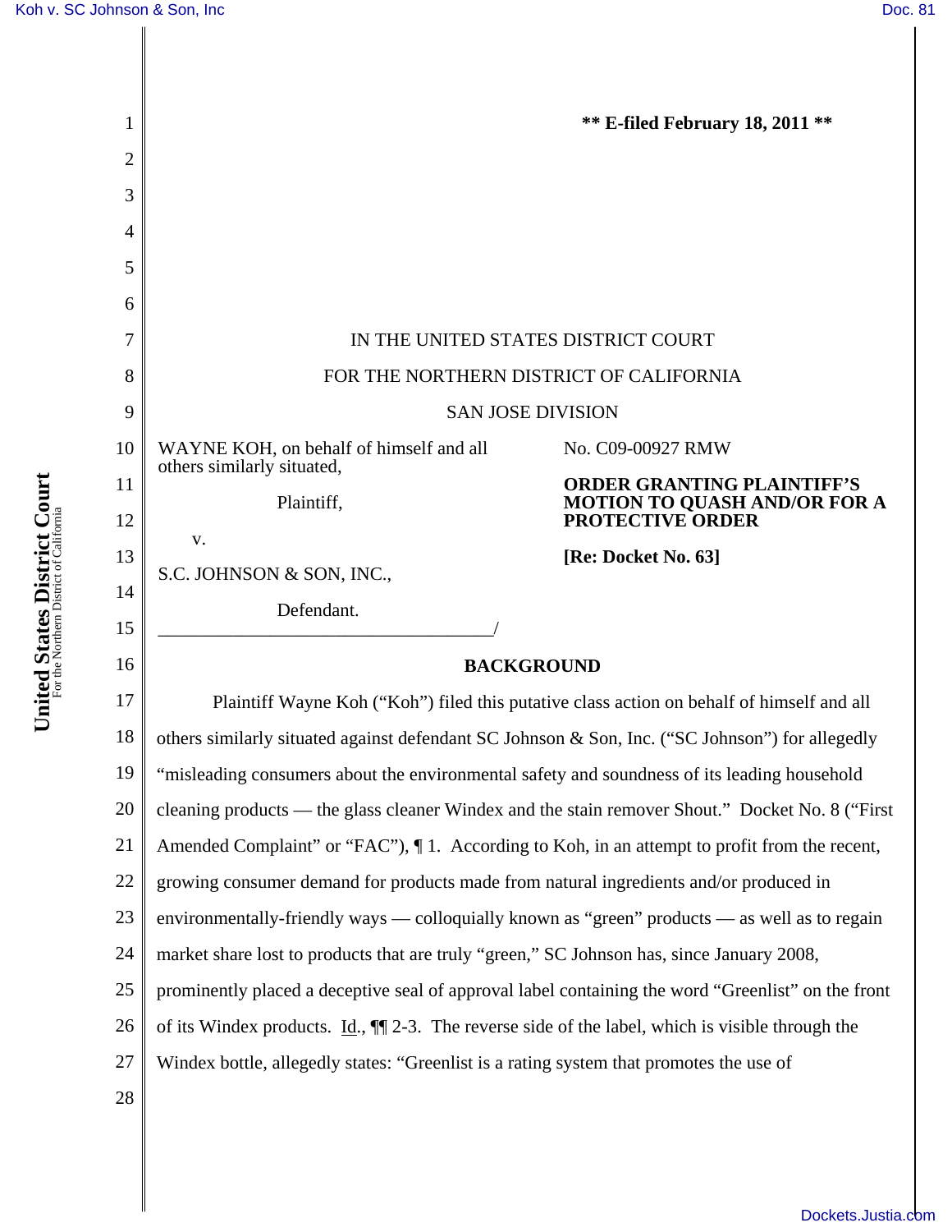**\*\* E-filed February 18, 2011 \*\***

IN THE UNITED STATES DISTRICT COURT

FOR THE NORTHERN DISTRICT OF CALIFORNIA

SAN JOSE DIVISION

WAYNE KOH, on behalf of himself and all others similarly situated,

Plaintiff,

v.

S.C. JOHNSON & SON, INC.,

Defendant.

No. C09-00927 RMW

**ORDER GRANTING PLAINTIFF'S MOTION TO QUASH AND/OR FOR A PROTECTIVE ORDER**

**[Re: Docket No. 63]**

## BACKGROUND

Plaintiff Wayne Koh ("Koh") filed this putative class action on behalf of himself and all others similarly situated against defendant SC Johnson & Son, Inc. ("SC Johnson") for allegedly "misleading consumers about the environmental safety and soundness of its leading household cleaning products — the glass cleaner Windex and the stain remover Shout." Docket No. 8 ("First Amended Complaint" or "FAC"), ¶ 1. According to Koh, in an attempt to profit from the recent, growing consumer demand for products made from natural ingredients and/or produced in environmentally-friendly ways — colloquially known as "green" products — as well as to regain market share lost to products that are truly "green," SC Johnson has, since January 2008, prominently placed a deceptive seal of approval label containing the word "Greenlist" on the front of its Windex products. Id., ¶¶ 2-3. The reverse side of the label, which is visible through the Windex bottle, allegedly states: "Greenlist is a rating system that promotes the use of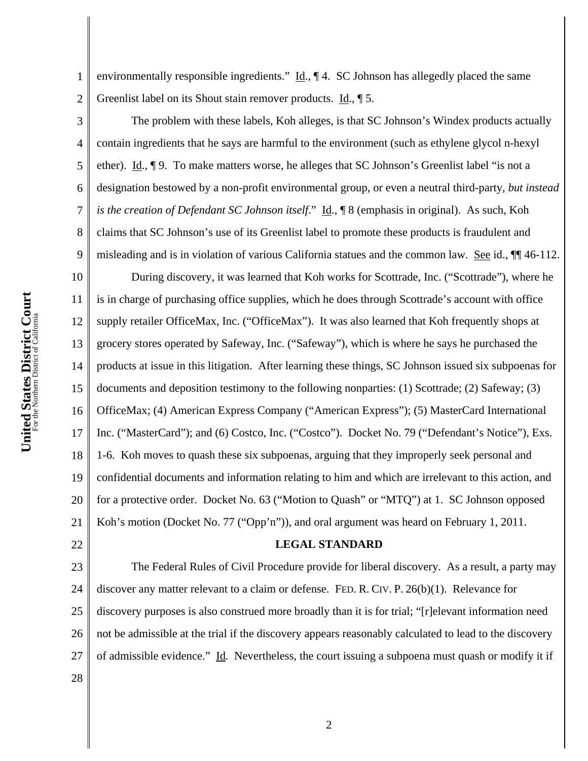environmentally responsible ingredients." Id., ¶ 4. SC Johnson has allegedly placed the same Greenlist label on its Shout stain remover products. Id., ¶ 5.

The problem with these labels, Koh alleges, is that SC Johnson's Windex products actually contain ingredients that he says are harmful to the environment (such as ethylene glycol n-hexyl ether). Id., ¶ 9. To make matters worse, he alleges that SC Johnson's Greenlist label "is not a designation bestowed by a non-profit environmental group, or even a neutral third-party, *but instead is the creation of Defendant SC Johnson itself*." Id., ¶ 8 (emphasis in original). As such, Koh claims that SC Johnson's use of its Greenlist label to promote these products is fraudulent and misleading and is in violation of various California statues and the common law. See id., ¶¶ 46-112.

During discovery, it was learned that Koh works for Scottrade, Inc. ("Scottrade"), where he is in charge of purchasing office supplies, which he does through Scottrade's account with office supply retailer OfficeMax, Inc. ("OfficeMax"). It was also learned that Koh frequently shops at grocery stores operated by Safeway, Inc. ("Safeway"), which is where he says he purchased the products at issue in this litigation. After learning these things, SC Johnson issued six subpoenas for documents and deposition testimony to the following nonparties: (1) Scottrade; (2) Safeway; (3) OfficeMax; (4) American Express Company ("American Express"); (5) MasterCard International Inc. ("MasterCard"); and (6) Costco, Inc. ("Costco"). Docket No. 79 ("Defendant's Notice"), Exs. 1-6. Koh moves to quash these six subpoenas, arguing that they improperly seek personal and confidential documents and information relating to him and which are irrelevant to this action, and for a protective order. Docket No. 63 ("Motion to Quash" or "MTQ") at 1. SC Johnson opposed Koh's motion (Docket No. 77 ("Opp'n")), and oral argument was heard on February 1, 2011.

## LEGAL STANDARD

The Federal Rules of Civil Procedure provide for liberal discovery. As a result, a party may discover any matter relevant to a claim or defense. FED. R. CIV. P. 26(b)(1). Relevance for discovery purposes is also construed more broadly than it is for trial; "[r]elevant information need not be admissible at the trial if the discovery appears reasonably calculated to lead to the discovery of admissible evidence." Id. Nevertheless, the court issuing a subpoena must quash or modify it if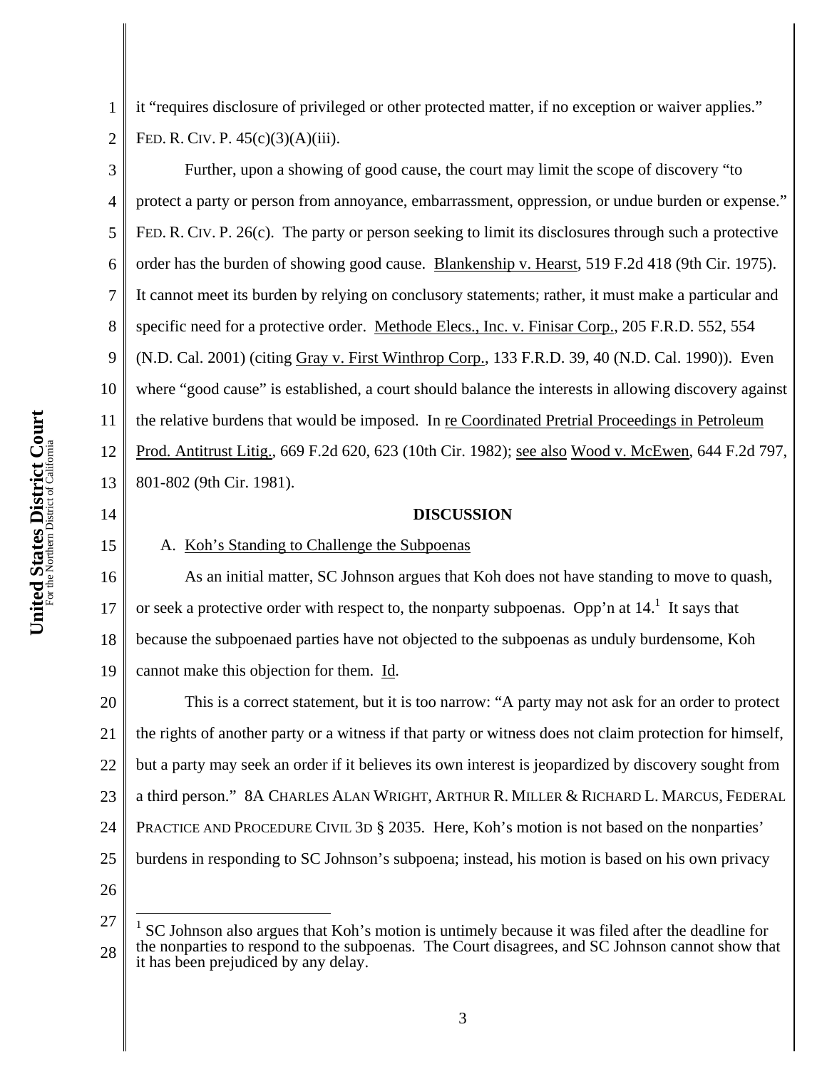it "requires disclosure of privileged or other protected matter, if no exception or waiver applies." FED. R. CIV. P. 45(c)(3)(A)(iii).

Further, upon a showing of good cause, the court may limit the scope of discovery "to protect a party or person from annoyance, embarrassment, oppression, or undue burden or expense." FED. R. CIV. P. 26(c). The party or person seeking to limit its disclosures through such a protective order has the burden of showing good cause. Blankenship v. Hearst, 519 F.2d 418 (9th Cir. 1975). It cannot meet its burden by relying on conclusory statements; rather, it must make a particular and specific need for a protective order. Methode Elecs., Inc. v. Finisar Corp., 205 F.R.D. 552, 554 (N.D. Cal. 2001) (citing Gray v. First Winthrop Corp., 133 F.R.D. 39, 40 (N.D. Cal. 1990)). Even where "good cause" is established, a court should balance the interests in allowing discovery against the relative burdens that would be imposed. In re Coordinated Pretrial Proceedings in Petroleum Prod. Antitrust Litig., 669 F.2d 620, 623 (10th Cir. 1982); see also Wood v. McEwen, 644 F.2d 797, 801-802 (9th Cir. 1981).

## DISCUSSION

A. Koh's Standing to Challenge the Subpoenas

As an initial matter, SC Johnson argues that Koh does not have standing to move to quash, or seek a protective order with respect to, the nonparty subpoenas. Opp'n at 14.[1] It says that because the subpoenaed parties have not objected to the subpoenas as unduly burdensome, Koh cannot make this objection for them. Id.

This is a correct statement, but it is too narrow: "A party may not ask for an order to protect the rights of another party or a witness if that party or witness does not claim protection for himself, but a party may seek an order if it believes its own interest is jeopardized by discovery sought from a third person." 8A CHARLES ALAN WRIGHT, ARTHUR R. MILLER & RICHARD L. MARCUS, FEDERAL PRACTICE AND PROCEDURE CIVIL 3D § 2035. Here, Koh's motion is not based on the nonparties' burdens in responding to SC Johnson's subpoena; instead, his motion is based on his own privacy

[1] SC Johnson also argues that Koh's motion is untimely because it was filed after the deadline for the nonparties to respond to the subpoenas. The Court disagrees, and SC Johnson cannot show that it has been prejudiced by any delay.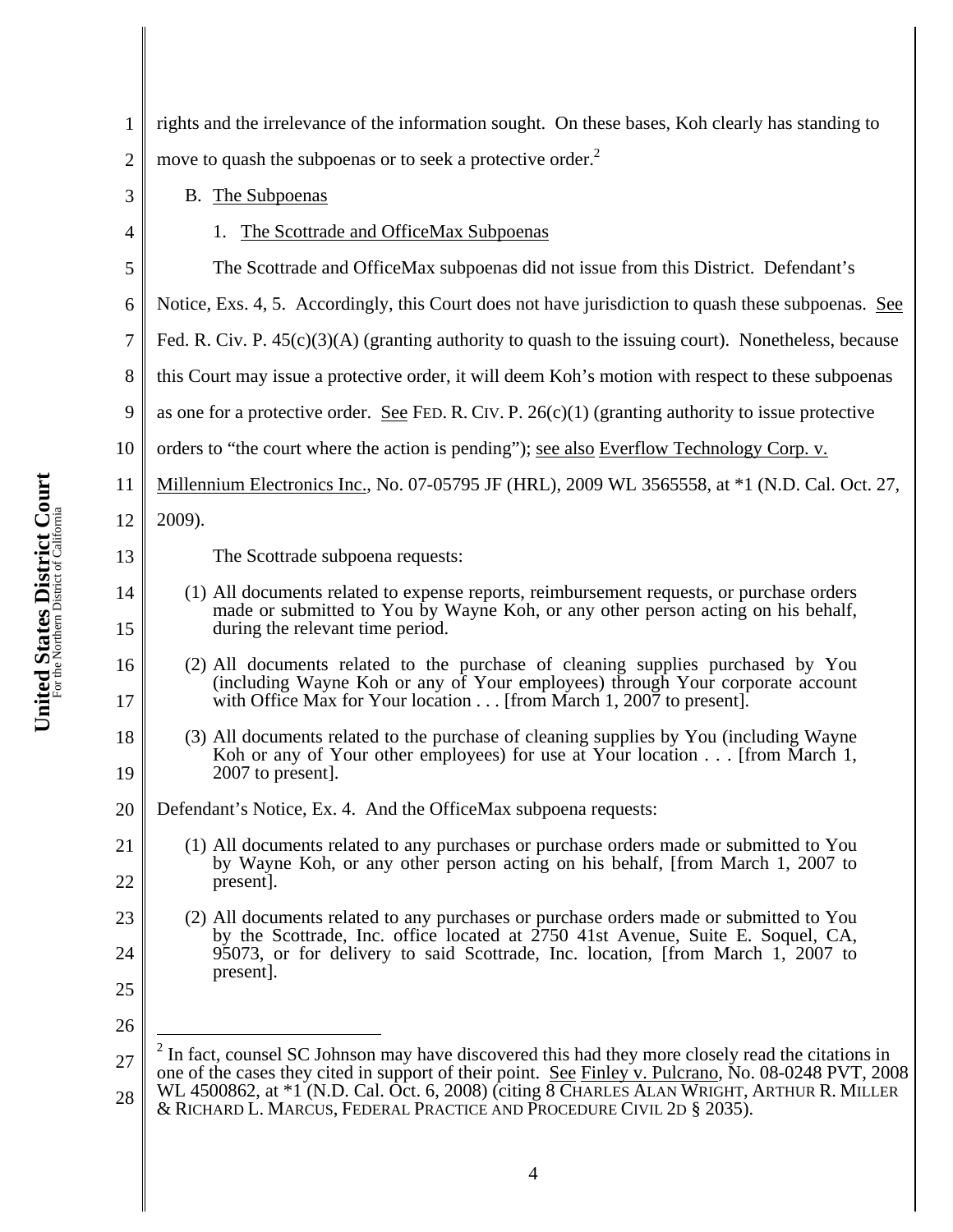rights and the irrelevance of the information sought. On these bases, Koh clearly has standing to move to quash the subpoenas or to seek a protective order.[2]

B. The Subpoenas

1. The Scottrade and OfficeMax Subpoenas

The Scottrade and OfficeMax subpoenas did not issue from this District. Defendant's Notice, Exs. 4, 5. Accordingly, this Court does not have jurisdiction to quash these subpoenas. See Fed. R. Civ. P. 45(c)(3)(A) (granting authority to quash to the issuing court). Nonetheless, because this Court may issue a protective order, it will deem Koh's motion with respect to these subpoenas as one for a protective order. See FED. R. CIV. P. 26(c)(1) (granting authority to issue protective orders to "the court where the action is pending"); see also Everflow Technology Corp. v. Millennium Electronics Inc., No. 07-05795 JF (HRL), 2009 WL 3565558, at *1 (N.D. Cal. Oct. 27, 2009).

The Scottrade subpoena requests:

> (1) All documents related to expense reports, reimbursement requests, or purchase orders made or submitted to You by Wayne Koh, or any other person acting on his behalf, during the relevant time period.
>
> (2) All documents related to the purchase of cleaning supplies purchased by You (including Wayne Koh or any of Your employees) through Your corporate account with Office Max for Your location . . . [from March 1, 2007 to present].
>
> (3) All documents related to the purchase of cleaning supplies by You (including Wayne Koh or any of Your other employees) for use at Your location . . . [from March 1, 2007 to present].

Defendant's Notice, Ex. 4. And the OfficeMax subpoena requests:

> (1) All documents related to any purchases or purchase orders made or submitted to You by Wayne Koh, or any other person acting on his behalf, [from March 1, 2007 to present].
>
> (2) All documents related to any purchases or purchase orders made or submitted to You by the Scottrade, Inc. office located at 2750 41st Avenue, Suite E. Soquel, CA, 95073, or for delivery to said Scottrade, Inc. location, [from March 1, 2007 to present].

---

[2] In fact, counsel SC Johnson may have discovered this had they more closely read the citations in one of the cases they cited in support of their point. See Finley v. Pulcrano, No. 08-0248 PVT, 2008 WL 4500862, at *1 (N.D. Cal. Oct. 6, 2008) (citing 8 CHARLES ALAN WRIGHT, ARTHUR R. MILLER & RICHARD L. MARCUS, FEDERAL PRACTICE AND PROCEDURE CIVIL 2D § 2035).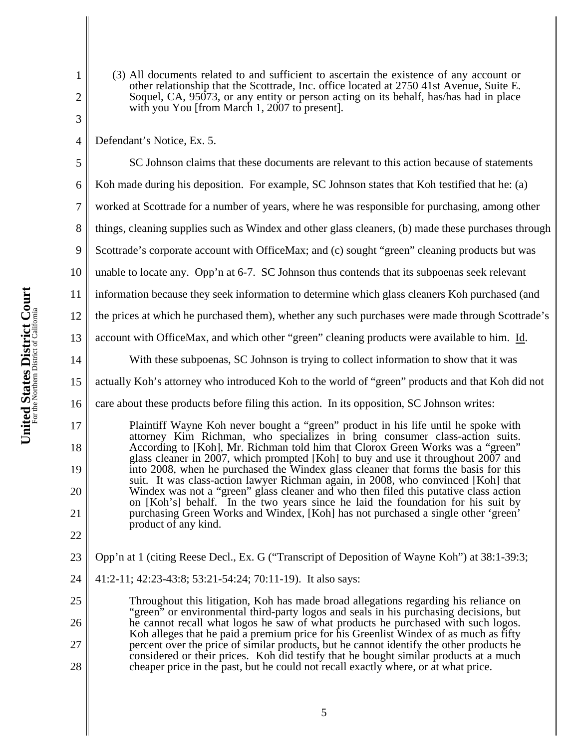(3) All documents related to and sufficient to ascertain the existence of any account or other relationship that the Scottrade, Inc. office located at 2750 41st Avenue, Suite E. Soquel, CA, 95073, or any entity or person acting on its behalf, has/has had in place with you You [from March 1, 2007 to present].

Defendant's Notice, Ex. 5.

SC Johnson claims that these documents are relevant to this action because of statements Koh made during his deposition. For example, SC Johnson states that Koh testified that he: (a) worked at Scottrade for a number of years, where he was responsible for purchasing, among other things, cleaning supplies such as Windex and other glass cleaners, (b) made these purchases through Scottrade's corporate account with OfficeMax; and (c) sought "green" cleaning products but was unable to locate any. Opp'n at 6-7. SC Johnson thus contends that its subpoenas seek relevant information because they seek information to determine which glass cleaners Koh purchased (and the prices at which he purchased them), whether any such purchases were made through Scottrade's account with OfficeMax, and which other "green" cleaning products were available to him. Id.

With these subpoenas, SC Johnson is trying to collect information to show that it was actually Koh's attorney who introduced Koh to the world of "green" products and that Koh did not care about these products before filing this action. In its opposition, SC Johnson writes:

> Plaintiff Wayne Koh never bought a "green" product in his life until he spoke with attorney Kim Richman, who specializes in bring consumer class-action suits. According to [Koh], Mr. Richman told him that Clorox Green Works was a "green" glass cleaner in 2007, which prompted [Koh] to buy and use it throughout 2007 and into 2008, when he purchased the Windex glass cleaner that forms the basis for this suit. It was class-action lawyer Richman again, in 2008, who convinced [Koh] that Windex was not a "green" glass cleaner and who then filed this putative class action on [Koh's] behalf. In the two years since he laid the foundation for his suit by purchasing Green Works and Windex, [Koh] has not purchased a single other 'green' product of any kind.

Opp'n at 1 (citing Reese Decl., Ex. G ("Transcript of Deposition of Wayne Koh") at 38:1-39:3; 41:2-11; 42:23-43:8; 53:21-54:24; 70:11-19). It also says:

> Throughout this litigation, Koh has made broad allegations regarding his reliance on "green" or environmental third-party logos and seals in his purchasing decisions, but he cannot recall what logos he saw of what products he purchased with such logos. Koh alleges that he paid a premium price for his Greenlist Windex of as much as fifty percent over the price of similar products, but he cannot identify the other products he considered or their prices. Koh did testify that he bought similar products at a much cheaper price in the past, but he could not recall exactly where, or at what price.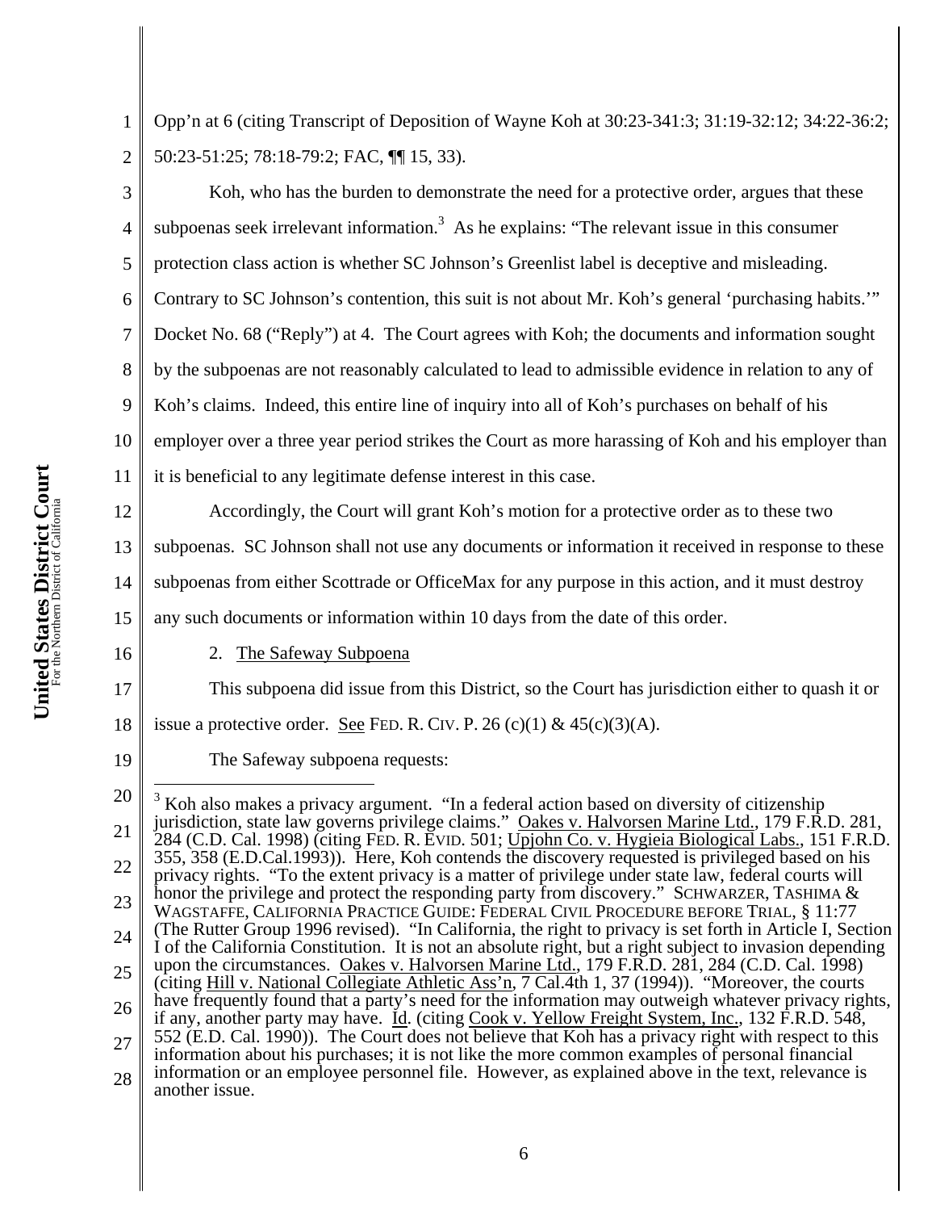Opp'n at 6 (citing Transcript of Deposition of Wayne Koh at 30:23-341:3; 31:19-32:12; 34:22-36:2; 50:23-51:25; 78:18-79:2; FAC, ¶¶ 15, 33).

Koh, who has the burden to demonstrate the need for a protective order, argues that these subpoenas seek irrelevant information.[3] As he explains: "The relevant issue in this consumer protection class action is whether SC Johnson's Greenlist label is deceptive and misleading. Contrary to SC Johnson's contention, this suit is not about Mr. Koh's general 'purchasing habits.'" Docket No. 68 ("Reply") at 4. The Court agrees with Koh; the documents and information sought by the subpoenas are not reasonably calculated to lead to admissible evidence in relation to any of Koh's claims. Indeed, this entire line of inquiry into all of Koh's purchases on behalf of his employer over a three year period strikes the Court as more harassing of Koh and his employer than it is beneficial to any legitimate defense interest in this case.

Accordingly, the Court will grant Koh's motion for a protective order as to these two subpoenas. SC Johnson shall not use any documents or information it received in response to these subpoenas from either Scottrade or OfficeMax for any purpose in this action, and it must destroy any such documents or information within 10 days from the date of this order.

2. The Safeway Subpoena

This subpoena did issue from this District, so the Court has jurisdiction either to quash it or issue a protective order. See FED. R. CIV. P. 26 (c)(1) & 45(c)(3)(A).

The Safeway subpoena requests:

---

[3] Koh also makes a privacy argument. "In a federal action based on diversity of citizenship jurisdiction, state law governs privilege claims." Oakes v. Halvorsen Marine Ltd., 179 F.R.D. 281, 284 (C.D. Cal. 1998) (citing FED. R. EVID. 501; Upjohn Co. v. Hygieia Biological Labs., 151 F.R.D. 355, 358 (E.D.Cal.1993)). Here, Koh contends the discovery requested is privileged based on his privacy rights. "To the extent privacy is a matter of privilege under state law, federal courts will honor the privilege and protect the responding party from discovery." SCHWARZER, TASHIMA & WAGSTAFFE, CALIFORNIA PRACTICE GUIDE: FEDERAL CIVIL PROCEDURE BEFORE TRIAL, § 11:77 (The Rutter Group 1996 revised). "In California, the right to privacy is set forth in Article I, Section I of the California Constitution. It is not an absolute right, but a right subject to invasion depending upon the circumstances. Oakes v. Halvorsen Marine Ltd., 179 F.R.D. 281, 284 (C.D. Cal. 1998) (citing Hill v. National Collegiate Athletic Ass'n, 7 Cal.4th 1, 37 (1994)). "Moreover, the courts have frequently found that a party's need for the information may outweigh whatever privacy rights, if any, another party may have. Id. (citing Cook v. Yellow Freight System, Inc., 132 F.R.D. 548, 552 (E.D. Cal. 1990)). The Court does not believe that Koh has a privacy right with respect to this information about his purchases; it is not like the more common examples of personal financial information or an employee personnel file. However, as explained above in the text, relevance is another issue.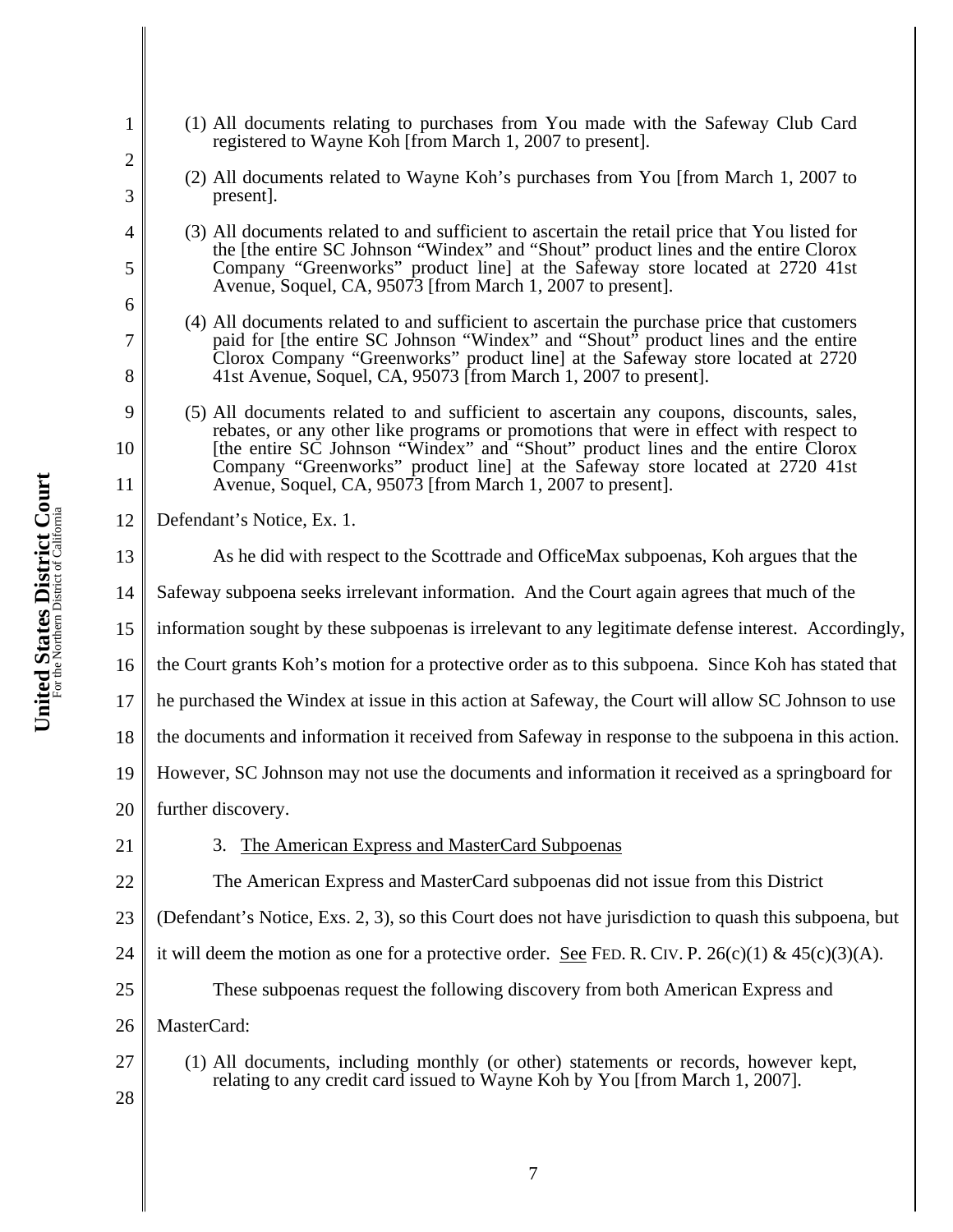(1) All documents relating to purchases from You made with the Safeway Club Card registered to Wayne Koh [from March 1, 2007 to present].

(2) All documents related to Wayne Koh's purchases from You [from March 1, 2007 to present].

(3) All documents related to and sufficient to ascertain the retail price that You listed for the [the entire SC Johnson "Windex" and "Shout" product lines and the entire Clorox Company "Greenworks" product line] at the Safeway store located at 2720 41st Avenue, Soquel, CA, 95073 [from March 1, 2007 to present].

(4) All documents related to and sufficient to ascertain the purchase price that customers paid for [the entire SC Johnson "Windex" and "Shout" product lines and the entire Clorox Company "Greenworks" product line] at the Safeway store located at 2720 41st Avenue, Soquel, CA, 95073 [from March 1, 2007 to present].

(5) All documents related to and sufficient to ascertain any coupons, discounts, sales, rebates, or any other like programs or promotions that were in effect with respect to [the entire SC Johnson "Windex" and "Shout" product lines and the entire Clorox Company "Greenworks" product line] at the Safeway store located at 2720 41st Avenue, Soquel, CA, 95073 [from March 1, 2007 to present].

Defendant's Notice, Ex. 1.

As he did with respect to the Scottrade and OfficeMax subpoenas, Koh argues that the Safeway subpoena seeks irrelevant information. And the Court again agrees that much of the information sought by these subpoenas is irrelevant to any legitimate defense interest. Accordingly, the Court grants Koh's motion for a protective order as to this subpoena. Since Koh has stated that he purchased the Windex at issue in this action at Safeway, the Court will allow SC Johnson to use the documents and information it received from Safeway in response to the subpoena in this action. However, SC Johnson may not use the documents and information it received as a springboard for further discovery.

3. The American Express and MasterCard Subpoenas

The American Express and MasterCard subpoenas did not issue from this District (Defendant's Notice, Exs. 2, 3), so this Court does not have jurisdiction to quash this subpoena, but it will deem the motion as one for a protective order. See FED. R. CIV. P. 26(c)(1) & 45(c)(3)(A).

These subpoenas request the following discovery from both American Express and MasterCard:

(1) All documents, including monthly (or other) statements or records, however kept, relating to any credit card issued to Wayne Koh by You [from March 1, 2007].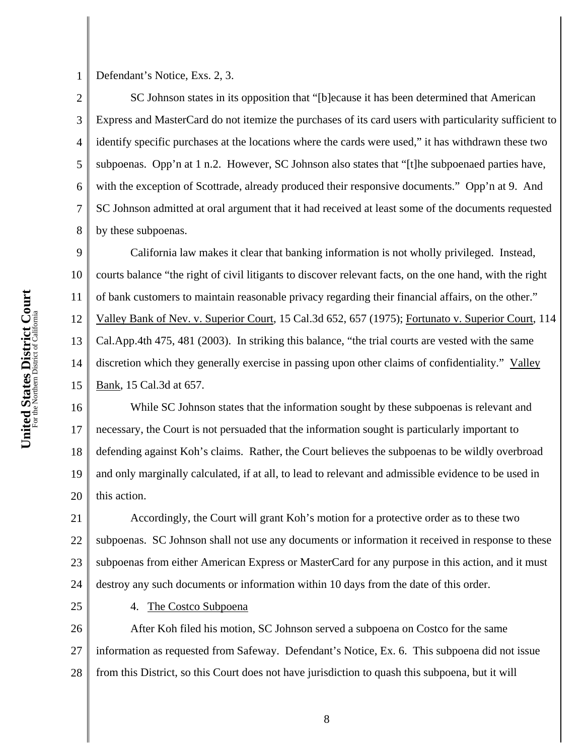Defendant's Notice, Exs. 2, 3.

SC Johnson states in its opposition that "[b]ecause it has been determined that American Express and MasterCard do not itemize the purchases of its card users with particularity sufficient to identify specific purchases at the locations where the cards were used," it has withdrawn these two subpoenas. Opp'n at 1 n.2. However, SC Johnson also states that "[t]he subpoenaed parties have, with the exception of Scottrade, already produced their responsive documents." Opp'n at 9. And SC Johnson admitted at oral argument that it had received at least some of the documents requested by these subpoenas.

California law makes it clear that banking information is not wholly privileged. Instead, courts balance "the right of civil litigants to discover relevant facts, on the one hand, with the right of bank customers to maintain reasonable privacy regarding their financial affairs, on the other." Valley Bank of Nev. v. Superior Court, 15 Cal.3d 652, 657 (1975); Fortunato v. Superior Court, 114 Cal.App.4th 475, 481 (2003). In striking this balance, "the trial courts are vested with the same discretion which they generally exercise in passing upon other claims of confidentiality." Valley Bank, 15 Cal.3d at 657.

While SC Johnson states that the information sought by these subpoenas is relevant and necessary, the Court is not persuaded that the information sought is particularly important to defending against Koh's claims. Rather, the Court believes the subpoenas to be wildly overbroad and only marginally calculated, if at all, to lead to relevant and admissible evidence to be used in this action.

Accordingly, the Court will grant Koh's motion for a protective order as to these two subpoenas. SC Johnson shall not use any documents or information it received in response to these subpoenas from either American Express or MasterCard for any purpose in this action, and it must destroy any such documents or information within 10 days from the date of this order.

4. The Costco Subpoena

After Koh filed his motion, SC Johnson served a subpoena on Costco for the same information as requested from Safeway. Defendant's Notice, Ex. 6. This subpoena did not issue from this District, so this Court does not have jurisdiction to quash this subpoena, but it will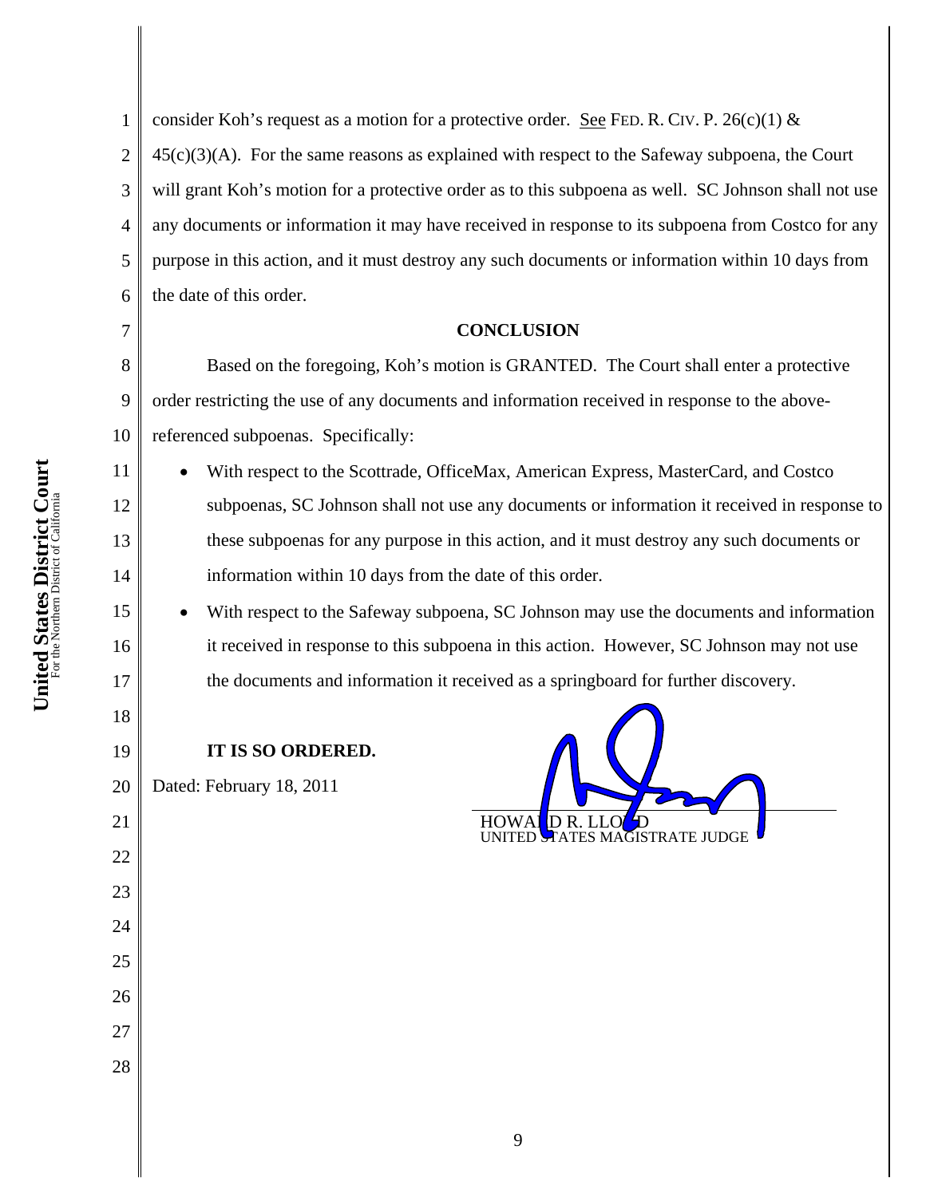consider Koh's request as a motion for a protective order. See Fed. R. Civ. P. 26(c)(1) & 45(c)(3)(A). For the same reasons as explained with respect to the Safeway subpoena, the Court will grant Koh's motion for a protective order as to this subpoena as well. SC Johnson shall not use any documents or information it may have received in response to its subpoena from Costco for any purpose in this action, and it must destroy any such documents or information within 10 days from the date of this order.

**CONCLUSION**

Based on the foregoing, Koh's motion is GRANTED. The Court shall enter a protective order restricting the use of any documents and information received in response to the above-referenced subpoenas. Specifically:

- With respect to the Scottrade, OfficeMax, American Express, MasterCard, and Costco subpoenas, SC Johnson shall not use any documents or information it received in response to these subpoenas for any purpose in this action, and it must destroy any such documents or information within 10 days from the date of this order.
- With respect to the Safeway subpoena, SC Johnson may use the documents and information it received in response to this subpoena in this action. However, SC Johnson may not use the documents and information it received as a springboard for further discovery.

**IT IS SO ORDERED.**

Dated: February 18, 2011

HOWARD R. LLOYD
UNITED STATES MAGISTRATE JUDGE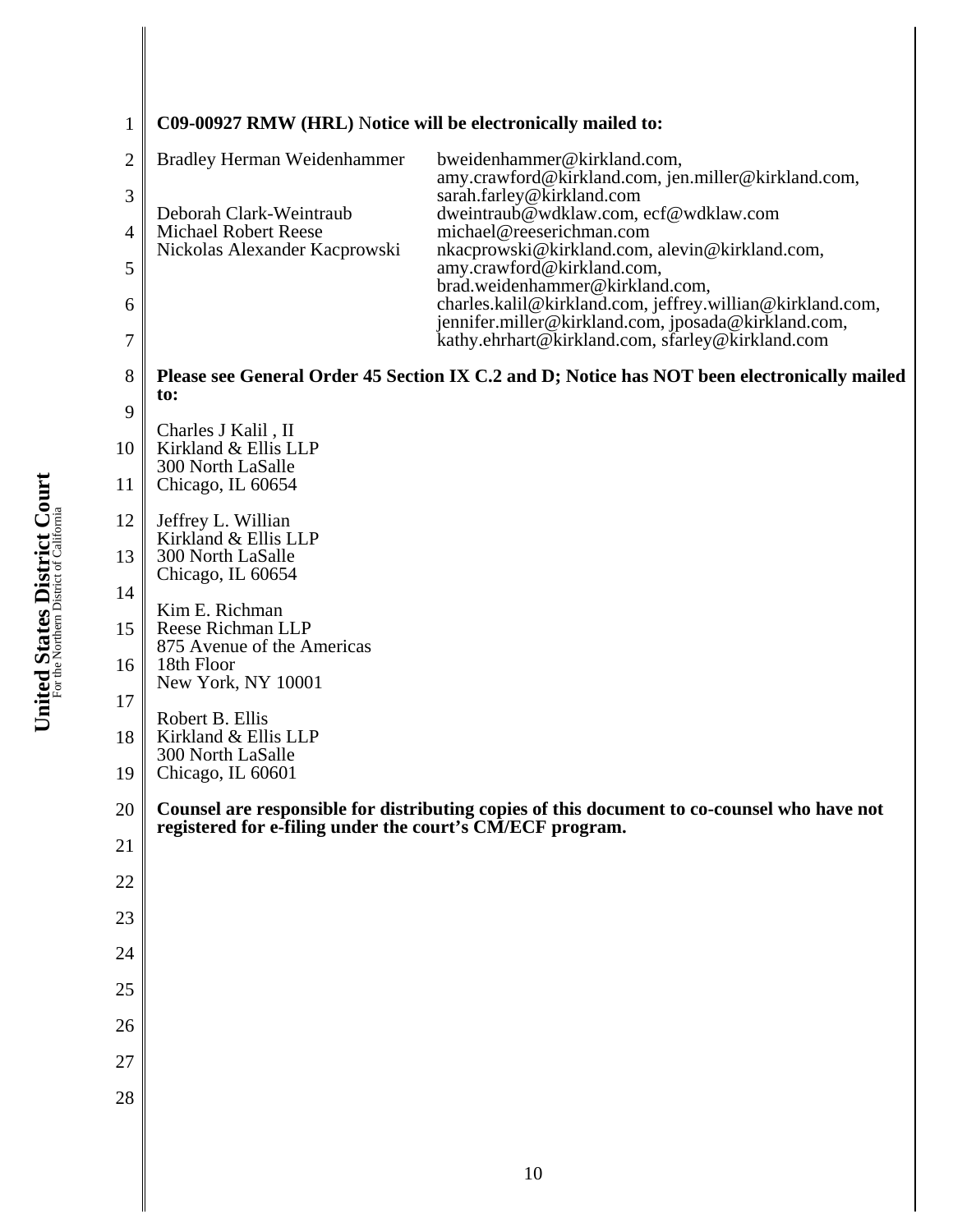**C09-00927 RMW (HRL) Notice will be electronically mailed to:**

| | |
|---|---|
| Bradley Herman Weidenhammer | bweidenhammer@kirkland.com, amy.crawford@kirkland.com, jen.miller@kirkland.com, sarah.farley@kirkland.com |
| Deborah Clark-Weintraub | dweintraub@wdklaw.com, ecf@wdklaw.com |
| Michael Robert Reese | michael@reeserichman.com |
| Nickolas Alexander Kacprowski | nkacprowski@kirkland.com, alevin@kirkland.com, amy.crawford@kirkland.com, brad.weidenhammer@kirkland.com, charles.kalil@kirkland.com, jeffrey.willian@kirkland.com, jennifer.miller@kirkland.com, jposada@kirkland.com, kathy.ehrhart@kirkland.com, sfarley@kirkland.com |

**Please see General Order 45 Section IX C.2 and D; Notice has NOT been electronically mailed to:**

Charles J Kalil , II
Kirkland & Ellis LLP
300 North LaSalle
Chicago, IL 60654

Jeffrey L. Willian
Kirkland & Ellis LLP
300 North LaSalle
Chicago, IL 60654

Kim E. Richman
Reese Richman LLP
875 Avenue of the Americas
18th Floor
New York, NY 10001

Robert B. Ellis
Kirkland & Ellis LLP
300 North LaSalle
Chicago, IL 60601

**Counsel are responsible for distributing copies of this document to co-counsel who have not registered for e-filing under the court's CM/ECF program.**